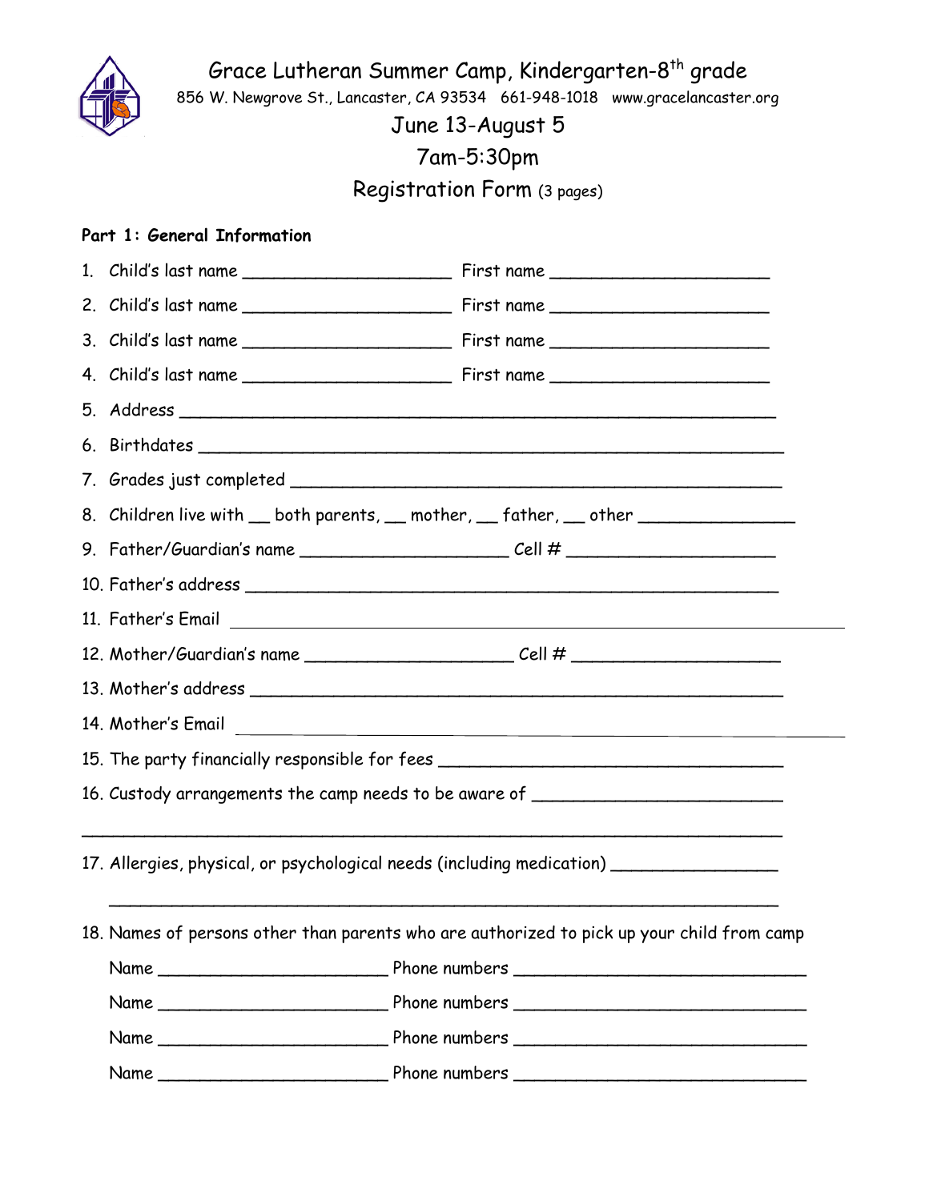# Grace Lutheran Summer Camp, Kindergarten-8th grade

856 W. Newgrove St., Lancaster, CA 93534   661-948-1018   www.gracelancaster.org

## June 13-August 5

## 7am-5:30pm

## Registration Form (3 pages)

**Part 1: General Information**

1. Child's last name ____________________ First name _____________________
2. Child's last name ____________________ First name _____________________
3. Child's last name ____________________ First name _____________________
4. Child's last name ____________________ First name _____________________
5. Address _________________________________________________________
6. Birthdates _______________________________________________________
7. Grades just completed _____________________________________________
8. Children live with __ both parents, __ mother, __ father, __ other _______________
9. Father/Guardian's name ____________________ Cell # ____________________
10. Father's address ________________________________________________
11. Father's Email ___________________________________________________
12. Mother/Guardian's name ____________________ Cell # ____________________
13. Mother's address ________________________________________________
14. Mother's Email ___________________________________________________
15. The party financially responsible for fees _________________________________
16. Custody arrangements the camp needs to be aware of ________________________

    ____________________________________________________________________
17. Allergies, physical, or psychological needs (including medication) _______________

    ____________________________________________________________________
18. Names of persons other than parents who are authorized to pick up your child from camp

    Name ______________________ Phone numbers _____________________________

    Name ______________________ Phone numbers _____________________________

    Name ______________________ Phone numbers _____________________________

    Name ______________________ Phone numbers _____________________________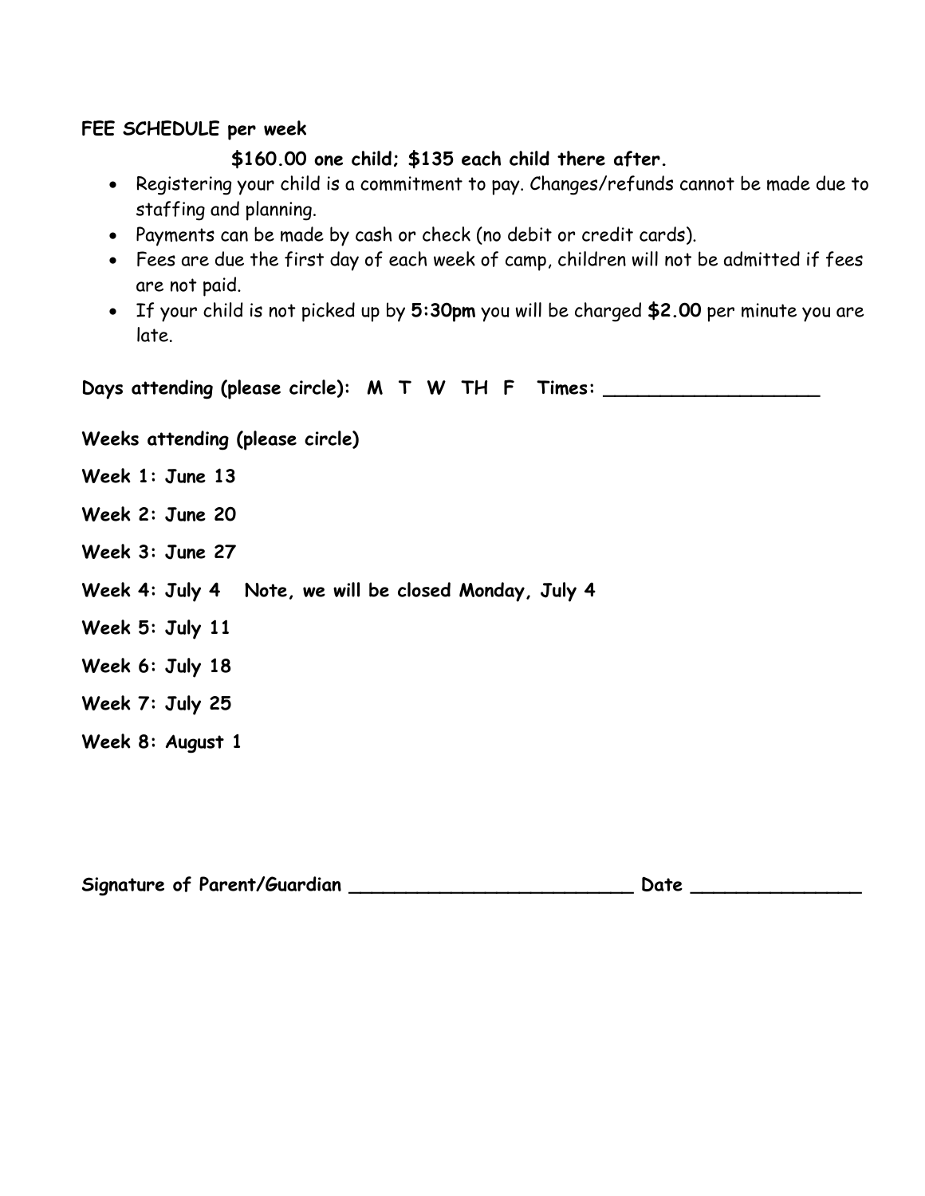**FEE SCHEDULE per week**

**$160.00 one child; $135 each child there after.**

- Registering your child is a commitment to pay. Changes/refunds cannot be made due to staffing and planning.
- Payments can be made by cash or check (no debit or credit cards).
- Fees are due the first day of each week of camp, children will not be admitted if fees are not paid.
- If your child is not picked up by **5:30pm** you will be charged **$2.00** per minute you are late.

**Days attending (please circle): M T W TH F Times: ___________________**

**Weeks attending (please circle)**

**Week 1: June 13**

**Week 2: June 20**

**Week 3: June 27**

**Week 4: July 4 Note, we will be closed Monday, July 4**

**Week 5: July 11**

**Week 6: July 18**

**Week 7: July 25**

**Week 8: August 1**

**Signature of Parent/Guardian __________________________ Date _______________**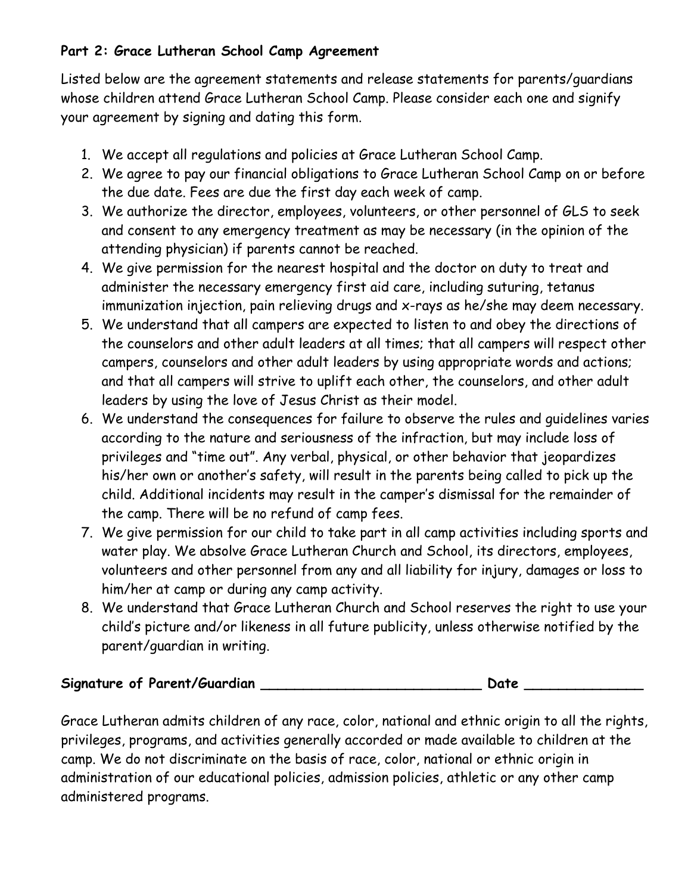**Part 2: Grace Lutheran School Camp Agreement**

Listed below are the agreement statements and release statements for parents/guardians whose children attend Grace Lutheran School Camp. Please consider each one and signify your agreement by signing and dating this form.

1. We accept all regulations and policies at Grace Lutheran School Camp.
2. We agree to pay our financial obligations to Grace Lutheran School Camp on or before the due date. Fees are due the first day each week of camp.
3. We authorize the director, employees, volunteers, or other personnel of GLS to seek and consent to any emergency treatment as may be necessary (in the opinion of the attending physician) if parents cannot be reached.
4. We give permission for the nearest hospital and the doctor on duty to treat and administer the necessary emergency first aid care, including suturing, tetanus immunization injection, pain relieving drugs and x-rays as he/she may deem necessary.
5. We understand that all campers are expected to listen to and obey the directions of the counselors and other adult leaders at all times; that all campers will respect other campers, counselors and other adult leaders by using appropriate words and actions; and that all campers will strive to uplift each other, the counselors, and other adult leaders by using the love of Jesus Christ as their model.
6. We understand the consequences for failure to observe the rules and guidelines varies according to the nature and seriousness of the infraction, but may include loss of privileges and "time out". Any verbal, physical, or other behavior that jeopardizes his/her own or another's safety, will result in the parents being called to pick up the child. Additional incidents may result in the camper's dismissal for the remainder of the camp. There will be no refund of camp fees.
7. We give permission for our child to take part in all camp activities including sports and water play. We absolve Grace Lutheran Church and School, its directors, employees, volunteers and other personnel from any and all liability for injury, damages or loss to him/her at camp or during any camp activity.
8. We understand that Grace Lutheran Church and School reserves the right to use your child's picture and/or likeness in all future publicity, unless otherwise notified by the parent/guardian in writing.

**Signature of Parent/Guardian** ___________________________ **Date** ______________

Grace Lutheran admits children of any race, color, national and ethnic origin to all the rights, privileges, programs, and activities generally accorded or made available to children at the camp. We do not discriminate on the basis of race, color, national or ethnic origin in administration of our educational policies, admission policies, athletic or any other camp administered programs.